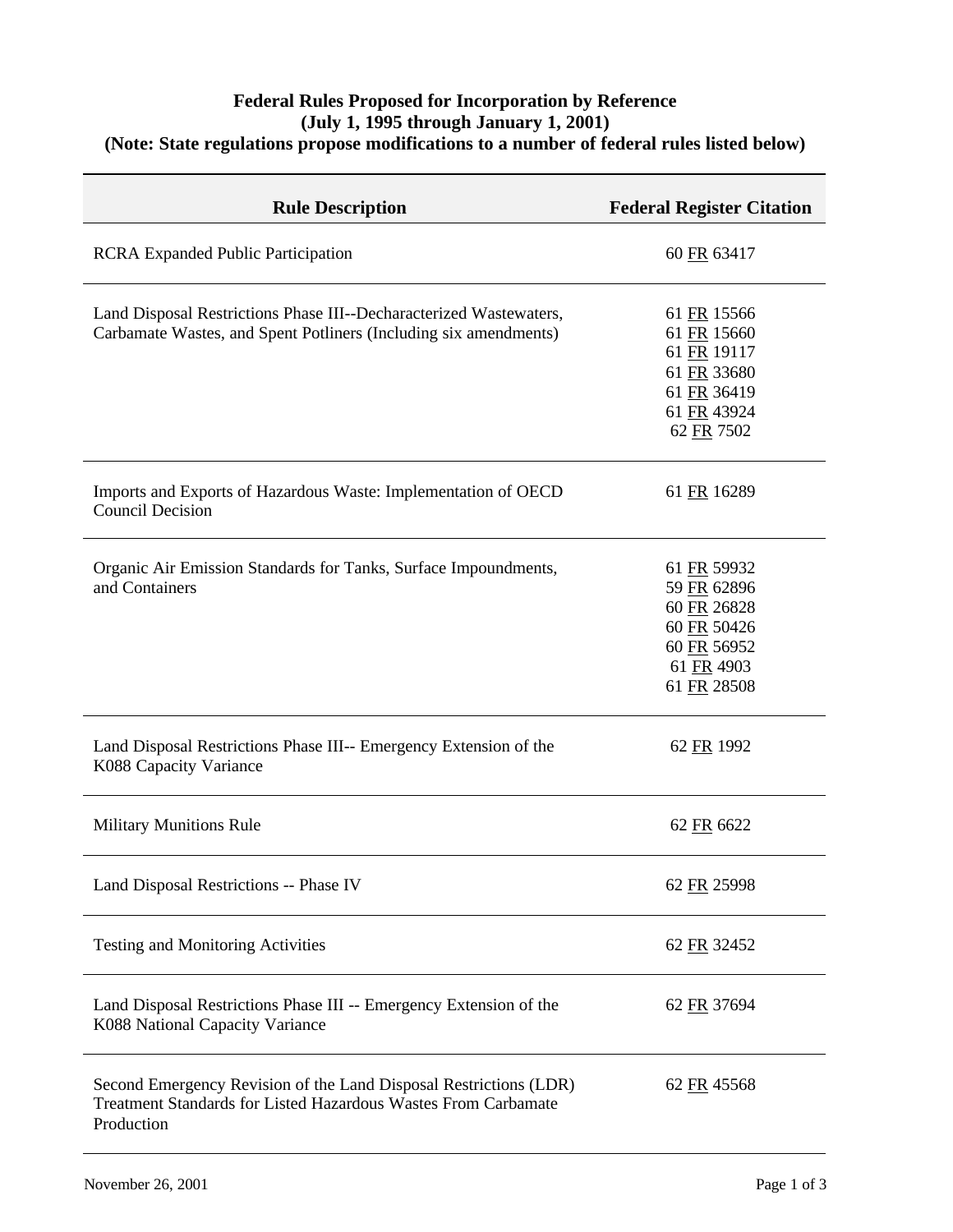**Federal Rules Proposed for Incorporation by Reference**
**(July 1, 1995 through January 1, 2001)**
**(Note: State regulations propose modifications to a number of federal rules listed below)**

| Rule Description | Federal Register Citation |
|---|---|
| RCRA Expanded Public Participation | 60 FR 63417 |
| Land Disposal Restrictions Phase III--Decharacterized Wastewaters, Carbamate Wastes, and Spent Potliners (Including six amendments) | 61 FR 15566<br>61 FR 15660<br>61 FR 19117<br>61 FR 33680<br>61 FR 36419<br>61 FR 43924<br>62 FR 7502 |
| Imports and Exports of Hazardous Waste: Implementation of OECD Council Decision | 61 FR 16289 |
| Organic Air Emission Standards for Tanks, Surface Impoundments, and Containers | 61 FR 59932<br>59 FR 62896<br>60 FR 26828<br>60 FR 50426<br>60 FR 56952<br>61 FR 4903<br>61 FR 28508 |
| Land Disposal Restrictions Phase III-- Emergency Extension of the K088 Capacity Variance | 62 FR 1992 |
| Military Munitions Rule | 62 FR 6622 |
| Land Disposal Restrictions -- Phase IV | 62 FR 25998 |
| Testing and Monitoring Activities | 62 FR 32452 |
| Land Disposal Restrictions Phase III -- Emergency Extension of the K088 National Capacity Variance | 62 FR 37694 |
| Second Emergency Revision of the Land Disposal Restrictions (LDR) Treatment Standards for Listed Hazardous Wastes From Carbamate Production | 62 FR 45568 |

November 26, 2001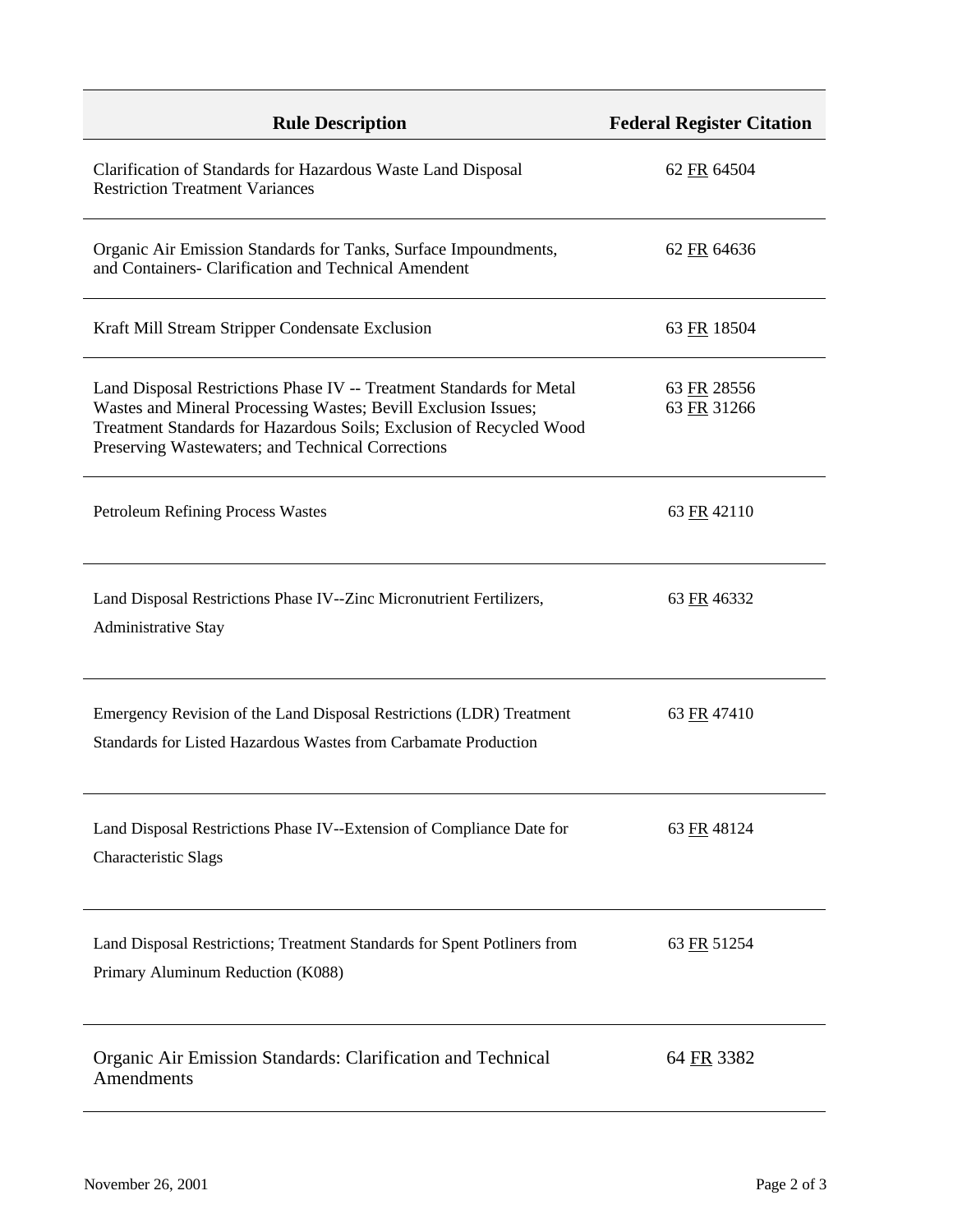| Rule Description | Federal Register Citation |
|---|---|
| Clarification of Standards for Hazardous Waste Land Disposal Restriction Treatment Variances | 62 FR 64504 |
| Organic Air Emission Standards for Tanks, Surface Impoundments, and Containers- Clarification and Technical Amendent | 62 FR 64636 |
| Kraft Mill Stream Stripper Condensate Exclusion | 63 FR 18504 |
| Land Disposal Restrictions Phase IV -- Treatment Standards for Metal Wastes and Mineral Processing Wastes; Bevill Exclusion Issues; Treatment Standards for Hazardous Soils; Exclusion of Recycled Wood Preserving Wastewaters; and Technical Corrections | 63 FR 28556<br>63 FR 31266 |
| Petroleum Refining Process Wastes | 63 FR 42110 |
| Land Disposal Restrictions Phase IV--Zinc Micronutrient Fertilizers, Administrative Stay | 63 FR 46332 |
| Emergency Revision of the Land Disposal Restrictions (LDR) Treatment Standards for Listed Hazardous Wastes from Carbamate Production | 63 FR 47410 |
| Land Disposal Restrictions Phase IV--Extension of Compliance Date for Characteristic Slags | 63 FR 48124 |
| Land Disposal Restrictions; Treatment Standards for Spent Potliners from Primary Aluminum Reduction (K088) | 63 FR 51254 |
| Organic Air Emission Standards: Clarification and Technical Amendments | 64 FR 3382 |

November 26, 2001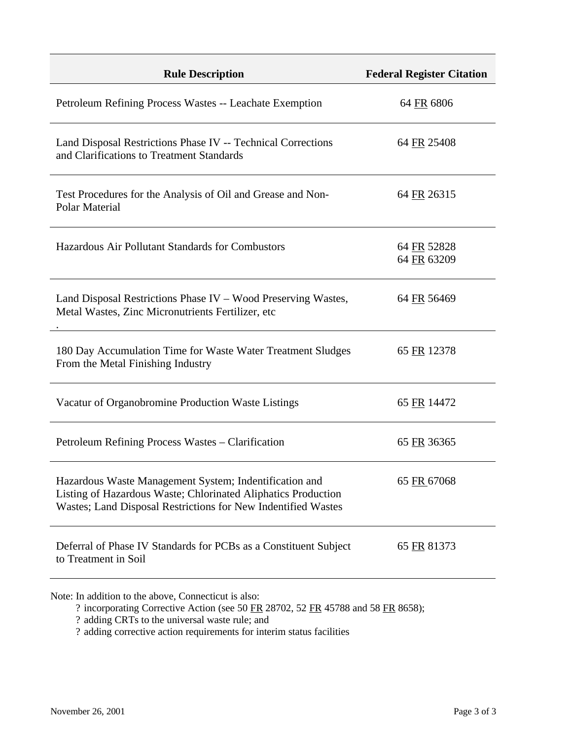| Rule Description | Federal Register Citation |
| --- | --- |
| Petroleum Refining Process Wastes -- Leachate Exemption | 64 FR 6806 |
| Land Disposal Restrictions Phase IV -- Technical Corrections and Clarifications to Treatment Standards | 64 FR 25408 |
| Test Procedures for the Analysis of Oil and Grease and Non-Polar Material | 64 FR 26315 |
| Hazardous Air Pollutant Standards for Combustors | 64 FR 52828<br>64 FR 63209 |
| Land Disposal Restrictions Phase IV – Wood Preserving Wastes, Metal Wastes, Zinc Micronutrients Fertilizer, etc. | 64 FR 56469 |
| 180 Day Accumulation Time for Waste Water Treatment Sludges From the Metal Finishing Industry | 65 FR 12378 |
| Vacatur of Organobromine Production Waste Listings | 65 FR 14472 |
| Petroleum Refining Process Wastes – Clarification | 65 FR 36365 |
| Hazardous Waste Management System; Indentification and Listing of Hazardous Waste; Chlorinated Aliphatics Production Wastes; Land Disposal Restrictions for New Indentified Wastes | 65 FR 67068 |
| Deferral of Phase IV Standards for PCBs as a Constituent Subject to Treatment in Soil | 65 FR 81373 |

Note: In addition to the above, Connecticut is also:

- incorporating Corrective Action (see 50 FR 28702, 52 FR 45788 and 58 FR 8658);
- adding CRTs to the universal waste rule; and
- adding corrective action requirements for interim status facilities

November 26, 2001